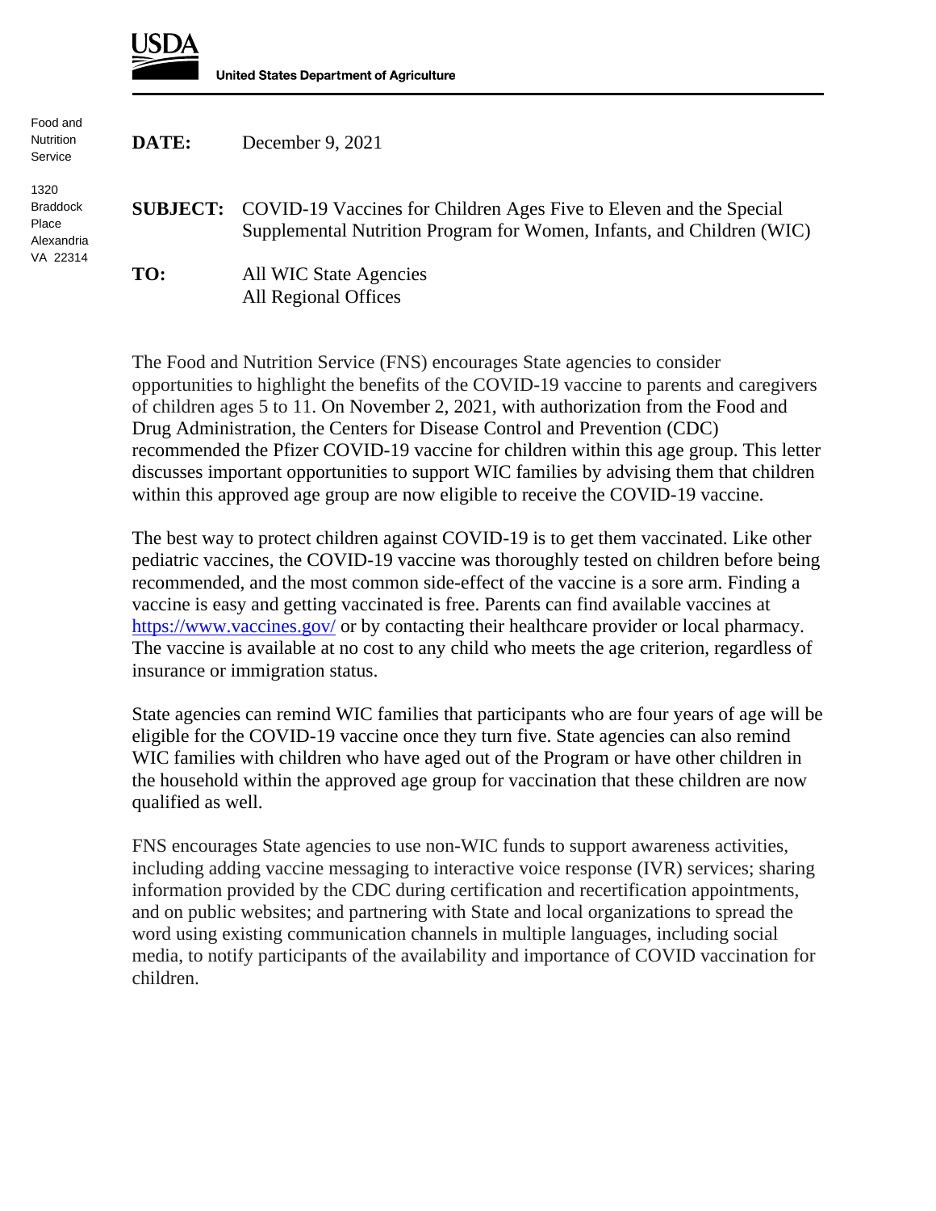USDA

United States Department of Agriculture

Food and Nutrition Service

1320 Braddock Place
Alexandria
VA 22314

**DATE:** December 9, 2021

**SUBJECT:** COVID-19 Vaccines for Children Ages Five to Eleven and the Special Supplemental Nutrition Program for Women, Infants, and Children (WIC)

**TO:** All WIC State Agencies
All Regional Offices

The Food and Nutrition Service (FNS) encourages State agencies to consider opportunities to highlight the benefits of the COVID-19 vaccine to parents and caregivers of children ages 5 to 11. On November 2, 2021, with authorization from the Food and Drug Administration, the Centers for Disease Control and Prevention (CDC) recommended the Pfizer COVID-19 vaccine for children within this age group. This letter discusses important opportunities to support WIC families by advising them that children within this approved age group are now eligible to receive the COVID-19 vaccine.

The best way to protect children against COVID-19 is to get them vaccinated. Like other pediatric vaccines, the COVID-19 vaccine was thoroughly tested on children before being recommended, and the most common side-effect of the vaccine is a sore arm. Finding a vaccine is easy and getting vaccinated is free. Parents can find available vaccines at [https://www.vaccines.gov/](https://www.vaccines.gov/) or by contacting their healthcare provider or local pharmacy. The vaccine is available at no cost to any child who meets the age criterion, regardless of insurance or immigration status.

State agencies can remind WIC families that participants who are four years of age will be eligible for the COVID-19 vaccine once they turn five. State agencies can also remind WIC families with children who have aged out of the Program or have other children in the household within the approved age group for vaccination that these children are now qualified as well.

FNS encourages State agencies to use non-WIC funds to support awareness activities, including adding vaccine messaging to interactive voice response (IVR) services; sharing information provided by the CDC during certification and recertification appointments, and on public websites; and partnering with State and local organizations to spread the word using existing communication channels in multiple languages, including social media, to notify participants of the availability and importance of COVID vaccination for children.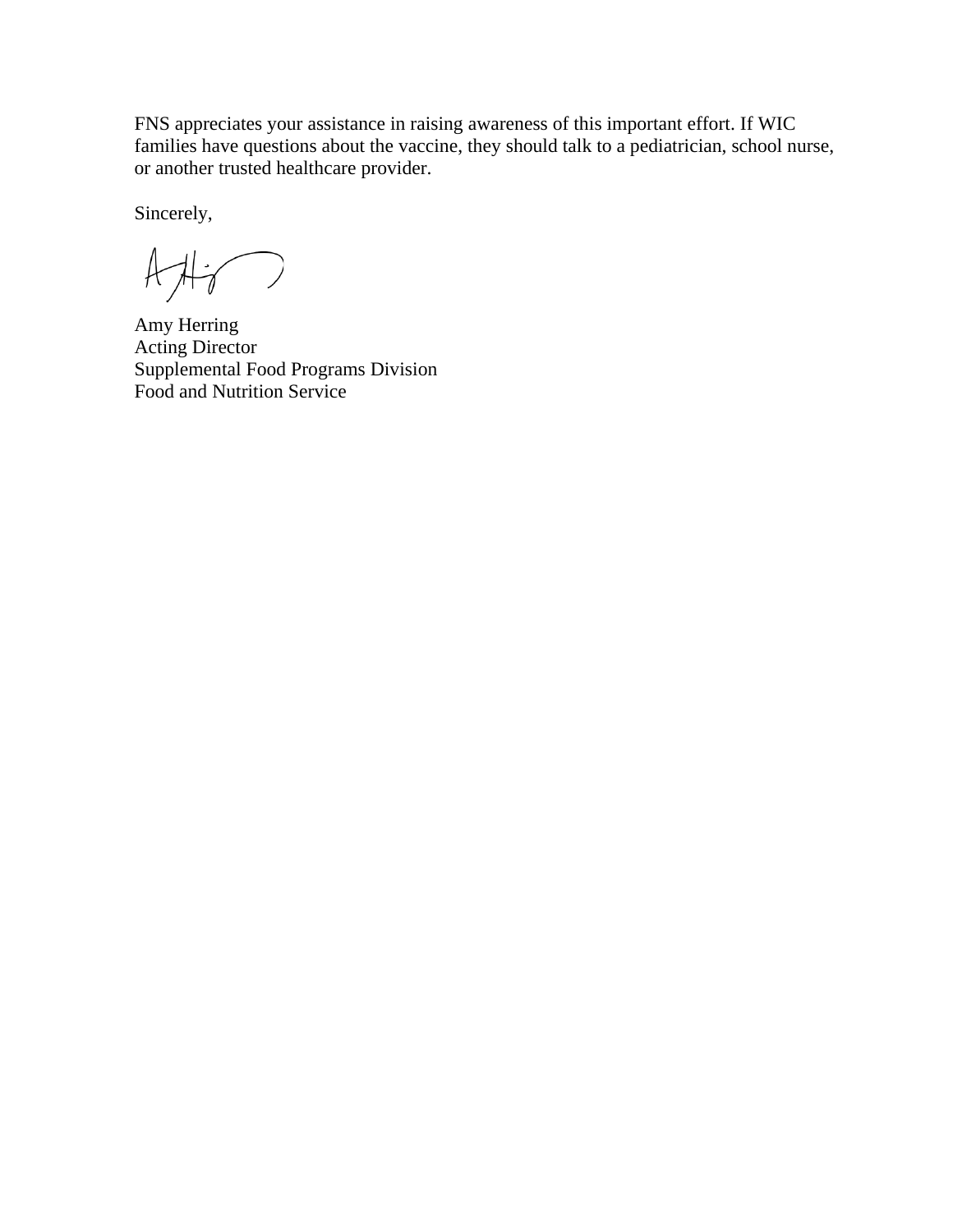FNS appreciates your assistance in raising awareness of this important effort. If WIC families have questions about the vaccine, they should talk to a pediatrician, school nurse, or another trusted healthcare provider.

Sincerely,

Amy Herring
Acting Director
Supplemental Food Programs Division
Food and Nutrition Service